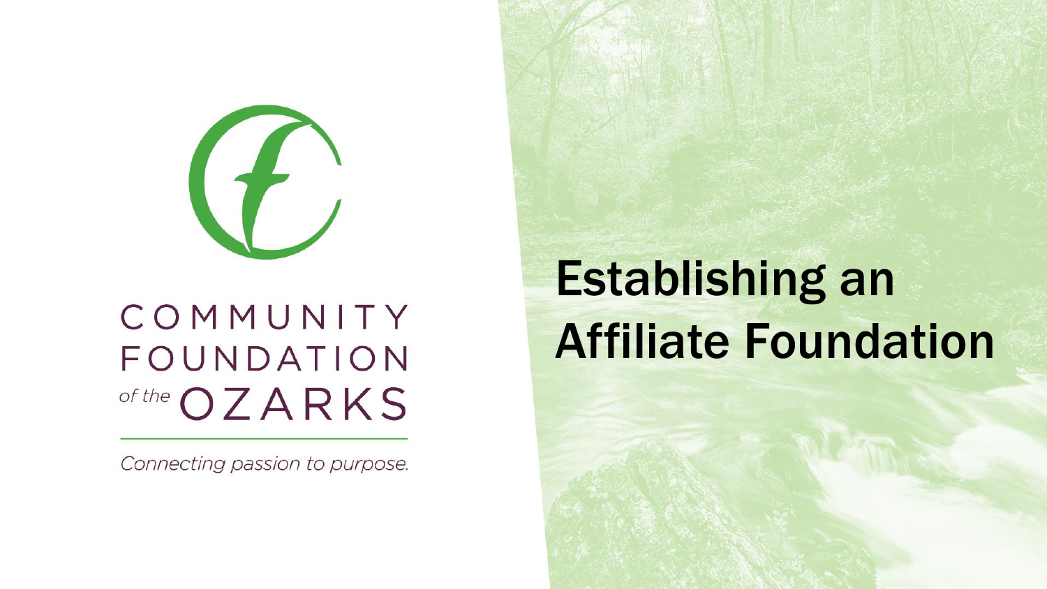COMMUNITY FOUNDATION *of the* OZARKS

*Connecting passion to purpose.*

# Establishing an Affiliate Foundation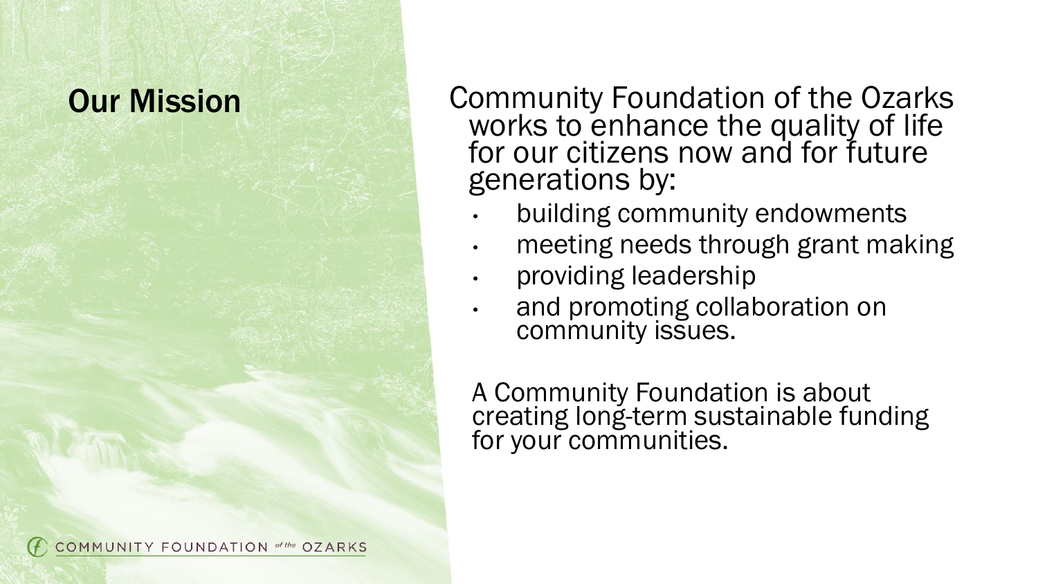## Our Mission

Community Foundation of the Ozarks works to enhance the quality of life for our citizens now and for future generations by:

- building community endowments
- meeting needs through grant making
- providing leadership
- and promoting collaboration on community issues.

A Community Foundation is about creating long-term sustainable funding for your communities.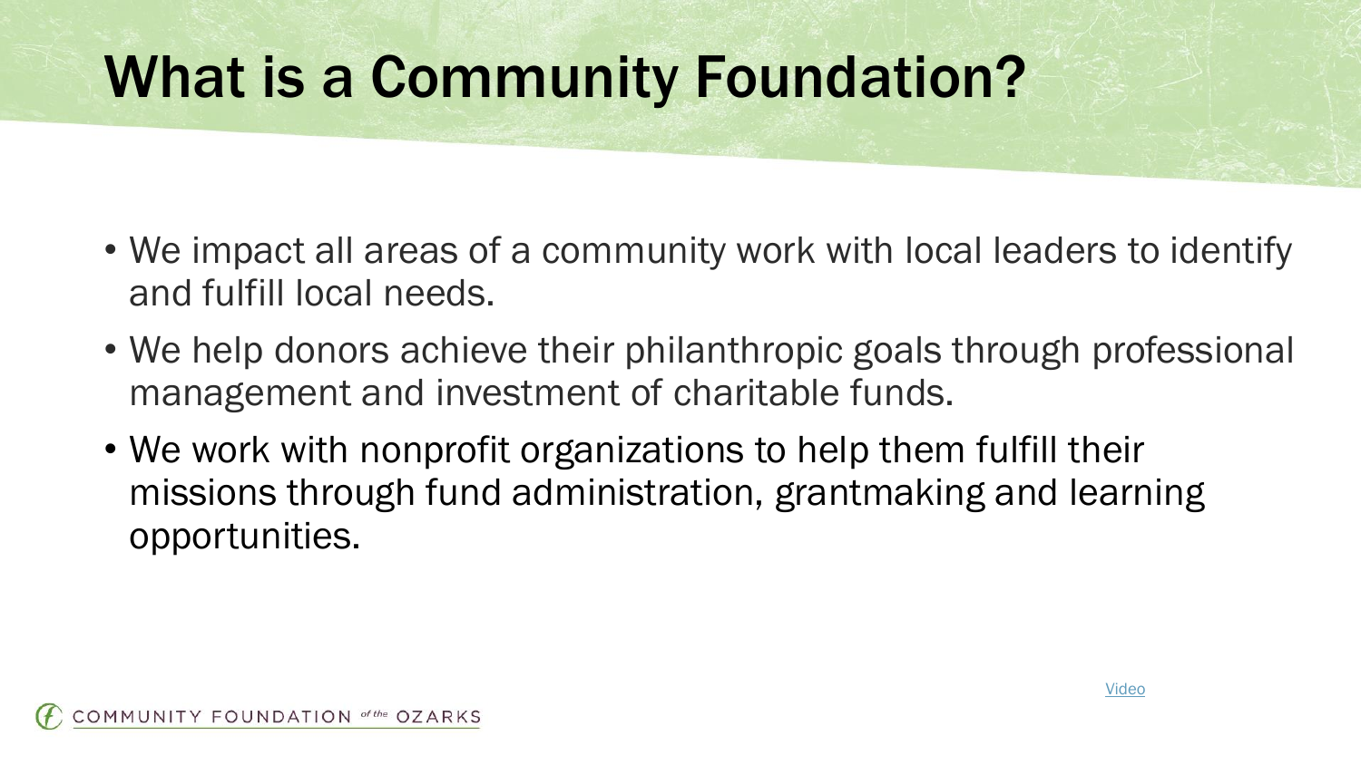# What is a Community Foundation?

- We impact all areas of a community work with local leaders to identify and fulfill local needs.
- We help donors achieve their philanthropic goals through professional management and investment of charitable funds.
- We work with nonprofit organizations to help them fulfill their missions through fund administration, grantmaking and learning opportunities.

Video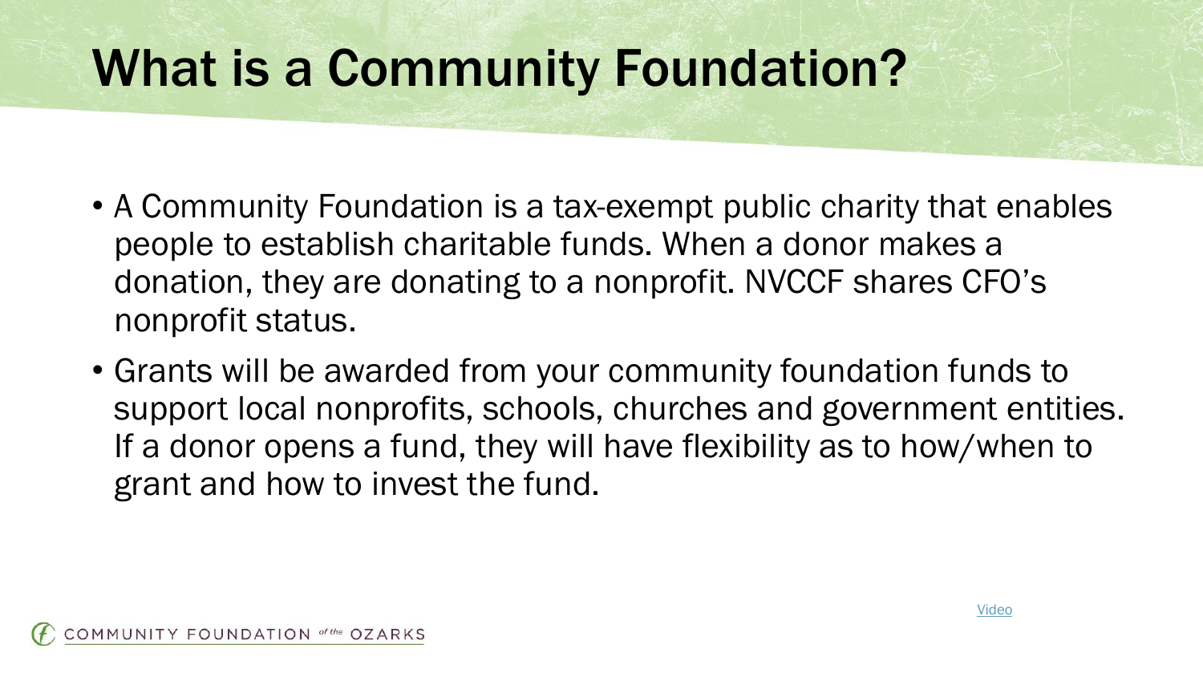# What is a Community Foundation?

- A Community Foundation is a tax-exempt public charity that enables people to establish charitable funds. When a donor makes a donation, they are donating to a nonprofit. NVCCF shares CFO's nonprofit status.
- Grants will be awarded from your community foundation funds to support local nonprofits, schools, churches and government entities. If a donor opens a fund, they will have flexibility as to how/when to grant and how to invest the fund.

Video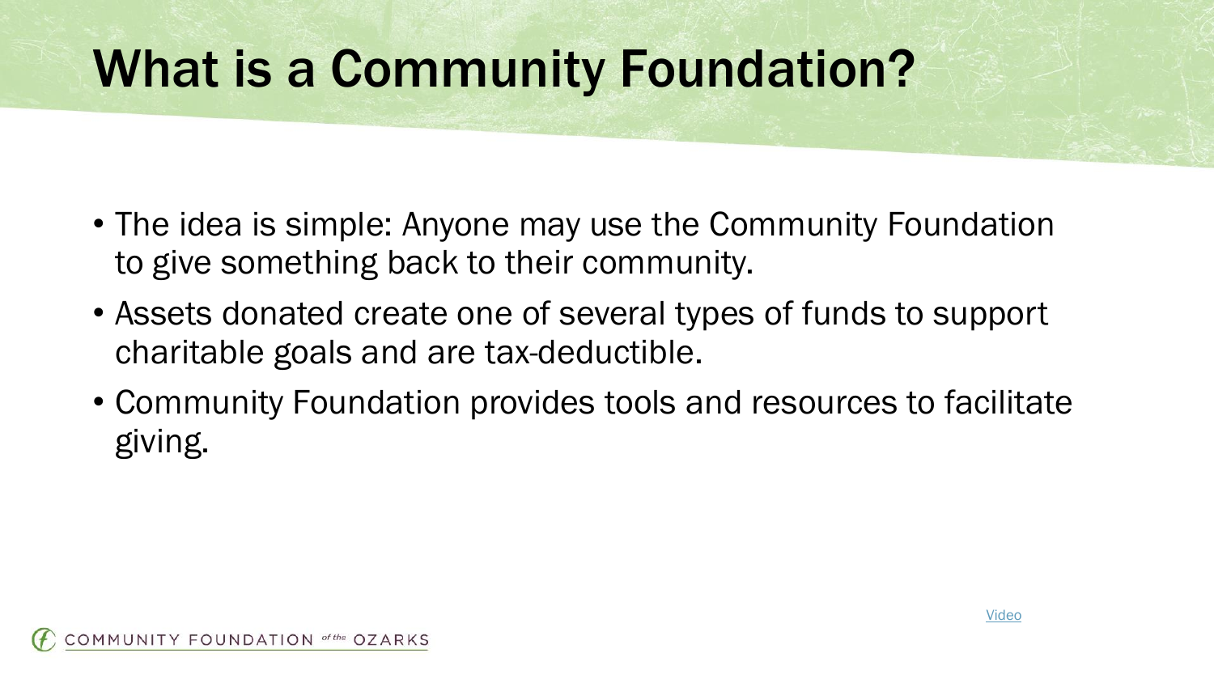# What is a Community Foundation?

- The idea is simple: Anyone may use the Community Foundation to give something back to their community.
- Assets donated create one of several types of funds to support charitable goals and are tax-deductible.
- Community Foundation provides tools and resources to facilitate giving.

Video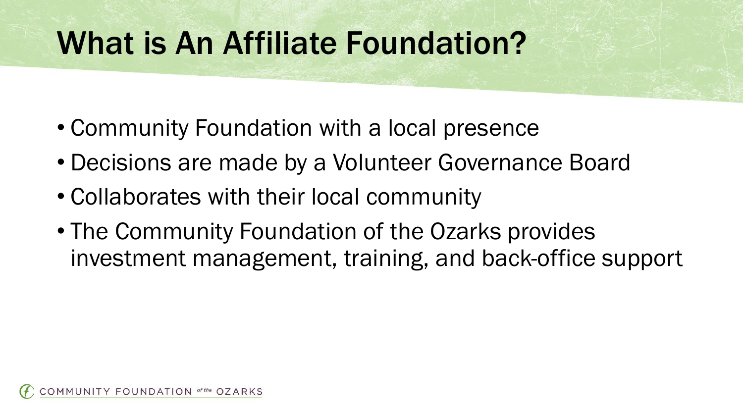# What is An Affiliate Foundation?

- Community Foundation with a local presence
- Decisions are made by a Volunteer Governance Board
- Collaborates with their local community
- The Community Foundation of the Ozarks provides investment management, training, and back-office support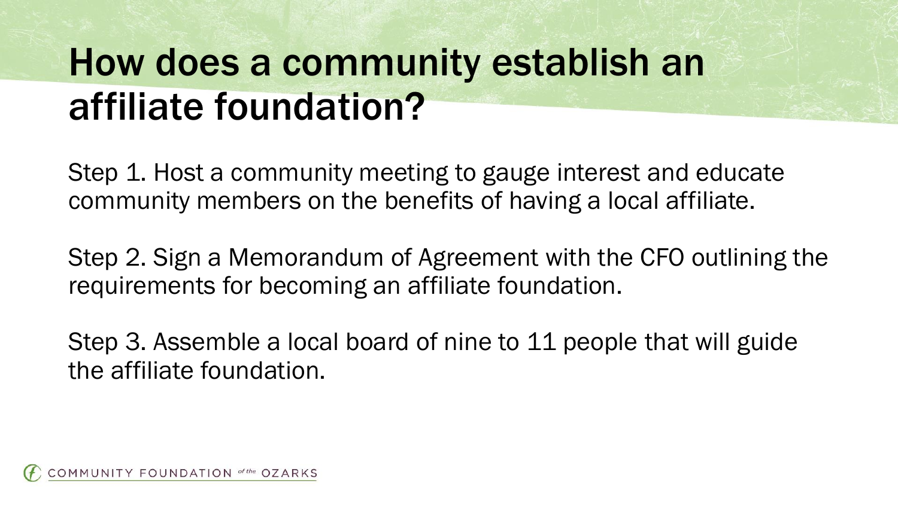# How does a community establish an affiliate foundation?

Step 1. Host a community meeting to gauge interest and educate community members on the benefits of having a local affiliate.

Step 2. Sign a Memorandum of Agreement with the CFO outlining the requirements for becoming an affiliate foundation.

Step 3. Assemble a local board of nine to 11 people that will guide the affiliate foundation.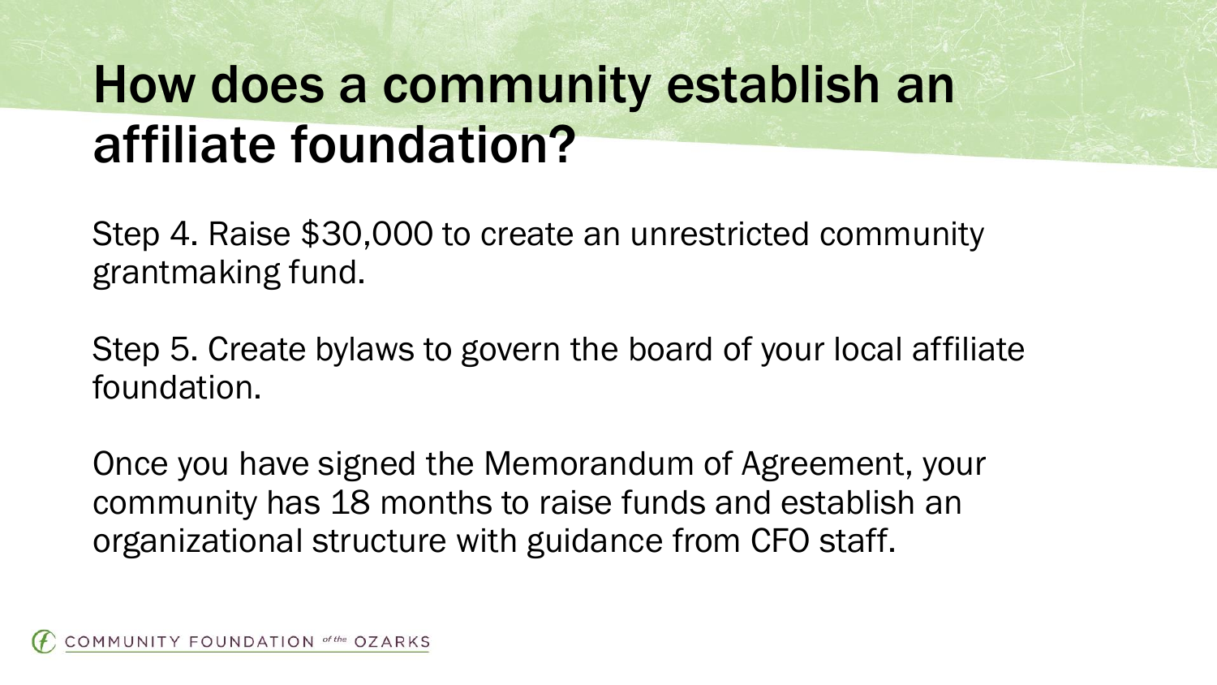# How does a community establish an affiliate foundation?

Step 4. Raise $30,000 to create an unrestricted community grantmaking fund.

Step 5. Create bylaws to govern the board of your local affiliate foundation.

Once you have signed the Memorandum of Agreement, your community has 18 months to raise funds and establish an organizational structure with guidance from CFO staff.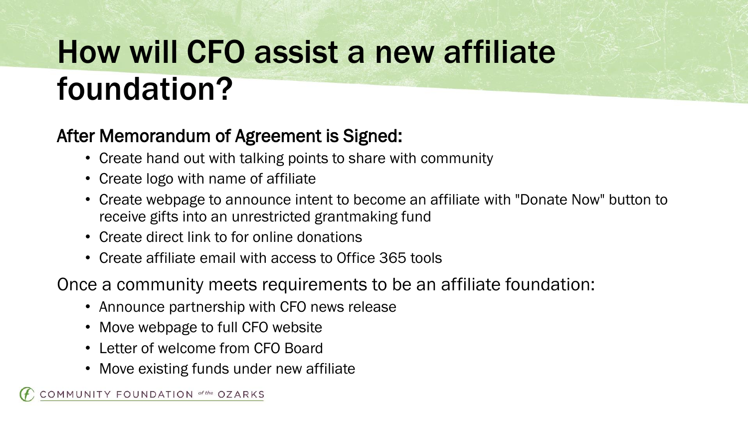# How will CFO assist a new affiliate foundation?

### After Memorandum of Agreement is Signed:

- Create hand out with talking points to share with community
- Create logo with name of affiliate
- Create webpage to announce intent to become an affiliate with "Donate Now" button to receive gifts into an unrestricted grantmaking fund
- Create direct link to for online donations
- Create affiliate email with access to Office 365 tools

Once a community meets requirements to be an affiliate foundation:

- Announce partnership with CFO news release
- Move webpage to full CFO website
- Letter of welcome from CFO Board
- Move existing funds under new affiliate